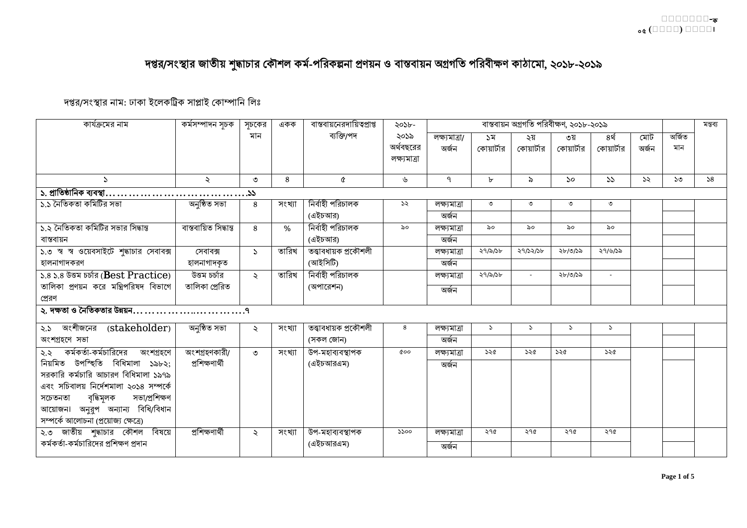# দপ্তর/সংস্থার জাতীয় শুদ্ধাচার কৌশল কর্ম-পরিকল্পনা প্রণয়ন ও বাস্তবায়ন অগ্রগতি পরিবীক্ষণ কাঠামো, ২০১৮-২০১৯

দপ্তর/সংস্থার নাম: ঢাকা ইলেকট্রিক সাপ্লাই কোম্পানি লিঃ

| কার্যক্রমের নাম | কর্মসম্পাদন সূচক | সূচকের মান | একক | বাস্তবায়নেরদায়িত্বপ্রাপ্ত ব্যক্তি/পদ | ২০১৮-২০১৯ অর্থবছরের লক্ষ্যমাত্রা | বাস্তবায়ন অগ্রগতি পরিবীক্ষণ, ২০১৮-২০১৯ | | | | | | অর্জিত মান | মন্তব্য |
|---|---|---|---|---|---|---|---|---|---|---|---|---|---|
| | | | | | | লক্ষ্যমাত্রা/ অর্জন | ১ম কোয়ার্টার | ২য় কোয়ার্টার | ৩য় কোয়ার্টার | ৪র্থ কোয়ার্টার | মোট অর্জন | | |
| ১ | ২ | ৩ | ৪ | ৫ | ৬ | ৭ | ৮ | ৯ | ১০ | ১১ | ১২ | ১৩ | ১৪ |
| **১. প্রাতিষ্ঠানিক ব্যবস্থা…………………………………..১১** | | | | | | | | | | | | | |
| ১.১ নৈতিকতা কমিটির সভা | অনুষ্ঠিত সভা | ৪ | সংখ্যা | নির্বাহী পরিচালক (এইচআর) | ১২ | লক্ষ্যমাত্রা | ৩ | ৩ | ৩ | ৩ | | | |
| | | | | | | অর্জন | | | | | | | |
| ১.২ নৈতিকতা কমিটির সভার সিদ্ধান্ত বাস্তবায়ন | বাস্তবায়িত সিদ্ধান্ত | ৪ | % | নির্বাহী পরিচালক (এইচআর) | ৯০ | লক্ষ্যমাত্রা | ৯০ | ৯০ | ৯০ | ৯০ | | | |
| | | | | | | অর্জন | | | | | | | |
| ১.৩ স্ব স্ব ওয়েবসাইটে শুদ্ধাচার সেবাবক্স হালনাগাদকরণ | সেবাবক্স হালনাগাদকৃত | ১ | তারিখ | তত্ত্বাবধায়ক প্রকৌশলী (আইসিটি) | | লক্ষ্যমাত্রা | ২৭/৯/১৮ | ২৭/১২/১৮ | ২৮/৩/১৯ | ২৭/৬/১৯ | | | |
| | | | | | | অর্জন | | | | | | | |
| ১.৪ ১.৪ উত্তম চর্চার (Best Practice) তালিকা প্রণয়ন করে মন্ত্রিপরিষদ বিভাগে প্রেরণ | উত্তম চর্চার তালিকা প্রেরিত | ২ | তারিখ | নির্বাহী পরিচালক (অপারেশন) | | লক্ষ্যমাত্রা | ২৭/৯/১৮ | - | ২৮/৩/১৯ | - | | | |
| | | | | | | অর্জন | | | | | | | |
| **২. দক্ষতা ও নৈতিকতার উন্নয়ন………………..…………৭** | | | | | | | | | | | | | |
| ২.১ অংশীজনের (stakeholder) অংশগ্রহণে সভা | অনুষ্ঠিত সভা | ২ | সংখ্যা | তত্ত্বাবধায়ক প্রকৌশলী (সকল জোন) | ৪ | লক্ষ্যমাত্রা | ১ | ১ | ১ | ১ | | | |
| | | | | | | অর্জন | | | | | | | |
| ২.২ কর্মকর্তা-কর্মচারিদের অংশগ্রহণে নিয়মিত উপস্থিতি বিধিমালা ১৯৮২; সরকারি কর্মচারি আচারণ বিধিমালা ১৯৭৯ এবং সচিবালয় নির্দেশমালা ২০১৪ সম্পর্কে সচেতনতা বৃদ্ধিমূলক সভা/প্রশিক্ষণ আয়োজন। অনুরুপ অন্যান্য বিধি/বিধান সম্পর্কে আলোচনা (প্রয়োজ্য ক্ষেত্রে) | অংশগ্রহণকারী/ প্রশিক্ষণার্থী | ৩ | সংখ্যা | উপ-মহাব্যবস্থাপক (এইচআরএম) | ৫০০ | লক্ষ্যমাত্রা | ১২৫ | ১২৫ | ১২৫ | ১২৫ | | | |
| | | | | | | অর্জন | | | | | | | |
| ২.৩ জাতীয় শুদ্ধাচার কৌশল বিষয়ে কর্মকর্তা-কর্মচারিদের প্রশিক্ষণ প্রদান | প্রশিক্ষণার্থী | ২ | সংখ্যা | উপ-মহাব্যবস্থাপক (এইচআরএম) | ১১০০ | লক্ষ্যমাত্রা | ২৭৫ | ২৭৫ | ২৭৫ | ২৭৫ | | | |
| | | | | | | অর্জন | | | | | | | |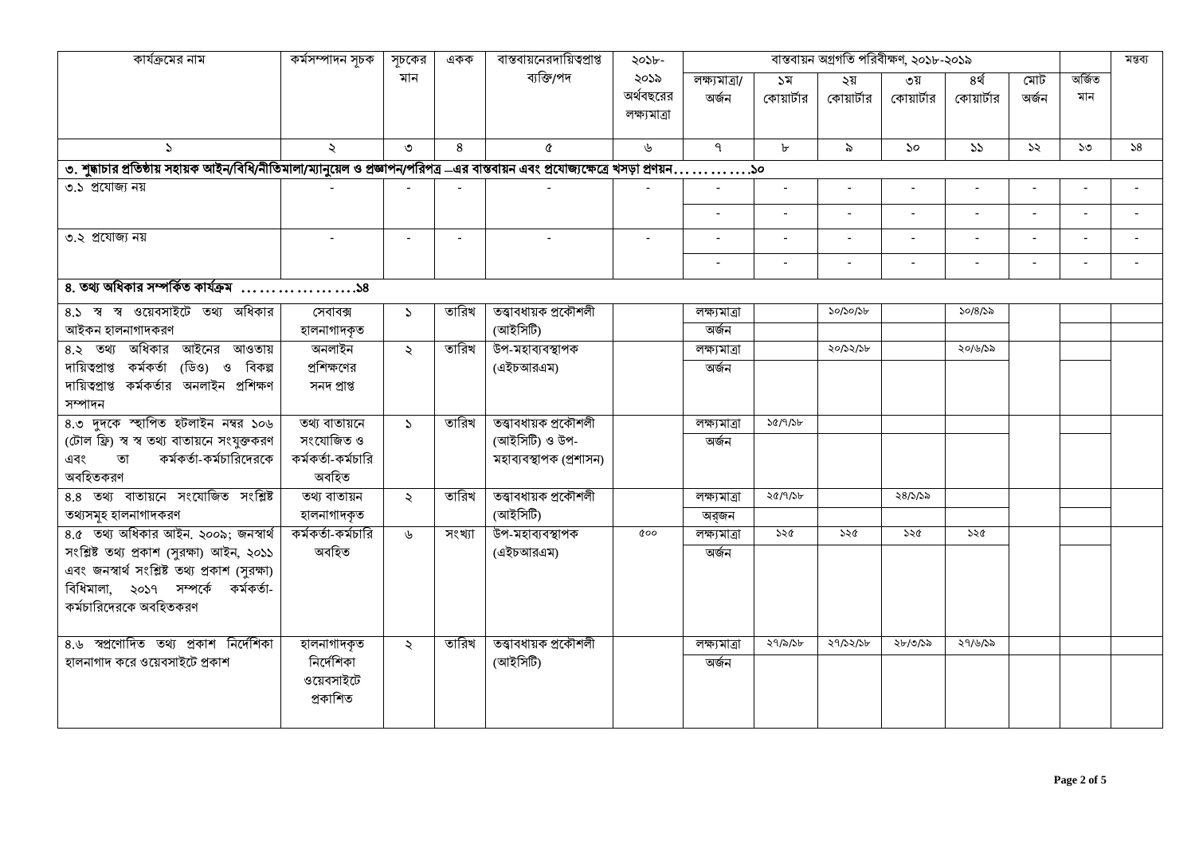| কার্যক্রমের নাম | কর্মসম্পাদন সূচক | সূচকের মান | একক | বাস্তবায়নেরদায়িত্বপ্রাপ্ত ব্যক্তি/পদ | ২০১৮-২০১৯ অর্থবছরের লক্ষ্যমাত্রা | বাস্তবায়ন অগ্রগতি পরিবীক্ষণ, ২০১৮-২০১৯ | | | | | | | মন্তব্য |
|---|---|---|---|---|---|---|---|---|---|---|---|---|---|
| | | | | | | লক্ষ্যমাত্রা/ অর্জন | ১ম কোয়ার্টার | ২য় কোয়ার্টার | ৩য় কোয়ার্টার | ৪র্থ কোয়ার্টার | মোট অর্জন | অর্জিত মান | |
| ১ | ২ | ৩ | ৪ | ৫ | ৬ | ৭ | ৮ | ৯ | ১০ | ১১ | ১২ | ১৩ | ১৪ |
| **৩. শুদ্ধাচার প্রতিষ্ঠায় সহায়ক আইন/বিধি/নীতিমালা/ম্যানুয়েল ও প্রজ্ঞাপন/পরিপত্র –এর বাস্তবায়ন এবং প্রযোজ্যক্ষেত্রে খসড়া প্রণয়ন............১০** | | | | | | | | | | | | | |
| ৩.১ প্রযোজ্য নয় | - | - | - | - | - | - | - | - | - | - | - | - | - |
| | | | | | | - | - | - | - | - | - | - | - |
| ৩.২ প্রযোজ্য নয় | - | - | - | - | - | - | - | - | - | - | - | - | - |
| | | | | | | - | - | - | - | - | - | - | - |
| **৪. তথ্য অধিকার সম্পর্কিত কার্যক্রম ..................১৪** | | | | | | | | | | | | | |
| ৪.১ স্ব স্ব ওয়েবসাইটে তথ্য অধিকার আইকন হালনাগাদকরণ | সেবাবক্স হালনাগাদকৃত | ১ | তারিখ | তত্ত্বাবধায়ক প্রকৌশলী (আইসিটি) | | লক্ষ্যমাত্রা | | ১০/১০/১৮ | | ১০/৪/১৯ | | | |
| | | | | | | অর্জন | | | | | | | |
| ৪.২ তথ্য অধিকার আইনের আওতায় দায়িত্বপ্রাপ্ত কর্মকর্তা (ডিও) ও বিকল্প দায়িত্বপ্রাপ্ত কর্মকর্তার অনলাইন প্রশিক্ষণ সম্পাদন | অনলাইন প্রশিক্ষণের সনদ প্রাপ্ত | ২ | তারিখ | উপ-মহাব্যবস্থাপক (এইচআরএম) | | লক্ষ্যমাত্রা | | ২০/১২/১৮ | | ২০/৬/১৯ | | | |
| | | | | | | অর্জন | | | | | | | |
| ৪.৩ দুদকে স্থাপিত হটলাইন নম্বর ১০৬ (টোল ফ্রি) স্ব স্ব তথ্য বাতায়নে সংযুক্তকরণ এবং তা কর্মকর্তা-কর্মচারিদেরকে অবহিতকরণ | তথ্য বাতায়নে সংযোজিত ও কর্মকর্তা-কর্মচারি অবহিত | ১ | তারিখ | তত্ত্বাবধায়ক প্রকৌশলী (আইসিটি) ও উপ-মহাব্যবস্থাপক (প্রশাসন) | | লক্ষ্যমাত্রা | ১৫/৭/১৮ | | | | | | |
| | | | | | | অর্জন | | | | | | | |
| ৪.৪ তথ্য বাতায়নে সংযোজিত সংশ্লিষ্ট তথ্যসমূহ হালনাগাদকরণ | তথ্য বাতায়ন হালনাগাদকৃত | ২ | তারিখ | তত্ত্বাবধায়ক প্রকৌশলী (আইসিটি) | | লক্ষ্যমাত্রা | ২৫/৭/১৮ | | ২৪/১/১৯ | | | | |
| | | | | | | অর্জন | | | | | | | |
| ৪.৫ তথ্য অধিকার আইন. ২০০৯; জনস্বার্থ সংশ্লিষ্ট তথ্য প্রকাশ (সুরক্ষা) আইন, ২০১১ এবং জনস্বার্থ সংশ্লিষ্ট তথ্য প্রকাশ (সুরক্ষা) বিধিমালা, ২০১৭ সম্পর্কে কর্মকর্তা-কর্মচারিদেরকে অবহিতকরণ | কর্মকর্তা-কর্মচারি অবহিত | ৬ | সংখ্যা | উপ-মহাব্যবস্থাপক (এইচআরএম) | ৫০০ | লক্ষ্যমাত্রা | ১২৫ | ১২৫ | ১২৫ | ১২৫ | | | |
| | | | | | | অর্জন | | | | | | | |
| ৪.৬ স্বপ্রণোদিত তথ্য প্রকাশ নির্দেশিকা হালনাগাদ করে ওয়েবসাইটে প্রকাশ | হালনাগাদকৃত নির্দেশিকা ওয়েবসাইটে প্রকাশিত | ২ | তারিখ | তত্ত্বাবধায়ক প্রকৌশলী (আইসিটি) | | লক্ষ্যমাত্রা | ২৭/৯/১৮ | ২৭/১২/১৮ | ২৮/৩/১৯ | ২৭/৬/১৯ | | | |
| | | | | | | অর্জন | | | | | | | |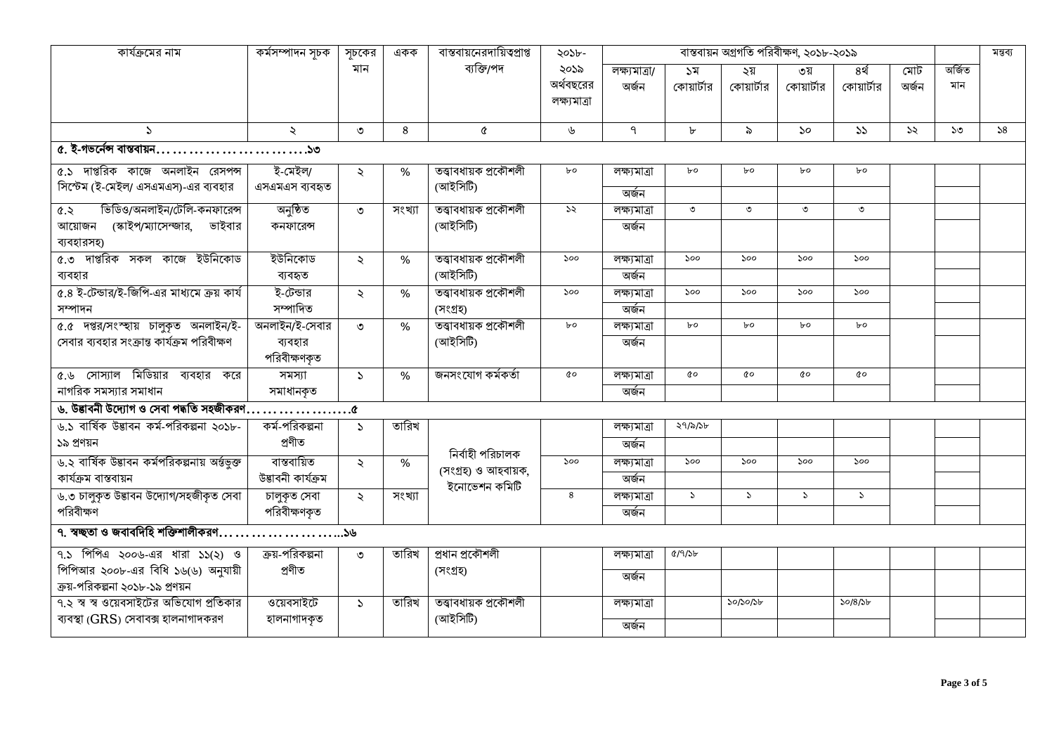| কার্যক্রমের নাম | কর্মসম্পাদন সূচক | সূচকের মান | একক | বাস্তবায়নেরদায়িত্বপ্রাপ্ত ব্যক্তি/পদ | ২০১৮-২০১৯ অর্থবছরের লক্ষ্যমাত্রা | বাস্তবায়ন অগ্রগতি পরিবীক্ষণ, ২০১৮-২০১৯ | | | | | | অর্জিত মান | মন্তব্য |
|---|---|---|---|---|---|---|---|---|---|---|---|---|---|
| | | | | | | লক্ষ্যমাত্রা/ অর্জন | ১ম কোয়ার্টার | ২য় কোয়ার্টার | ৩য় কোয়ার্টার | ৪র্থ কোয়ার্টার | মোট অর্জন | | |
| ১ | ২ | ৩ | ৪ | ৫ | ৬ | ৭ | ৮ | ৯ | ১০ | ১১ | ১২ | ১৩ | ১৪ |
| **৫. ই-গভর্নেন্স বাস্তবায়ন...........................১৩** | | | | | | | | | | | | | |
| ৫.১ দাপ্তরিক কাজে অনলাইন রেসপন্স সিস্টেম (ই-মেইল/ এসএমএস)-এর ব্যবহার | ই-মেইল/ এসএমএস ব্যবহৃত | ২ | % | তত্ত্বাবধায়ক প্রকৌশলী (আইসিটি) | ৮০ | লক্ষ্যমাত্রা | ৮০ | ৮০ | ৮০ | ৮০ | | | |
| | | | | | | অর্জন | | | | | | | |
| ৫.২ ভিডিও/অনলাইন/টেলি-কনফারেন্স আয়োজন (স্কাইপ/ম্যাসেন্জার, ভাইবার ব্যবহারসহ) | অনুষ্ঠিত কনফারেন্স | ৩ | সংখ্যা | তত্ত্বাবধায়ক প্রকৌশলী (আইসিটি) | ১২ | লক্ষ্যমাত্রা | ৩ | ৩ | ৩ | ৩ | | | |
| | | | | | | অর্জন | | | | | | | |
| ৫.৩ দাপ্তরিক সকল কাজে ইউনিকোড ব্যবহার | ইউনিকোড ব্যবহৃত | ২ | % | তত্ত্বাবধায়ক প্রকৌশলী (আইসিটি) | ১০০ | লক্ষ্যমাত্রা | ১০০ | ১০০ | ১০০ | ১০০ | | | |
| | | | | | | অর্জন | | | | | | | |
| ৫.৪ ই-টেন্ডার/ই-জিপি-এর মাধ্যমে ক্রয় কার্য সম্পাদন | ই-টেন্ডার সম্পাদিত | ২ | % | তত্ত্বাবধায়ক প্রকৌশলী (সংগ্রহ) | ১০০ | লক্ষ্যমাত্রা | ১০০ | ১০০ | ১০০ | ১০০ | | | |
| | | | | | | অর্জন | | | | | | | |
| ৫.৫ দপ্তর/সংস্থায় চালুকৃত অনলাইন/ই-সেবার ব্যবহার সংক্রান্ত কার্যক্রম পরিবীক্ষণ | অনলাইন/ই-সেবার ব্যবহার পরিবীক্ষণকৃত | ৩ | % | তত্ত্বাবধায়ক প্রকৌশলী (আইসিটি) | ৮০ | লক্ষ্যমাত্রা | ৮০ | ৮০ | ৮০ | ৮০ | | | |
| | | | | | | অর্জন | | | | | | | |
| ৫.৬ সোস্যাল মিডিয়ার ব্যবহার করে নাগরিক সমস্যার সমাধান | সমস্যা সমাধানকৃত | ১ | % | জনসংযোগ কর্মকর্তা | ৫০ | লক্ষ্যমাত্রা | ৫০ | ৫০ | ৫০ | ৫০ | | | |
| | | | | | | অর্জন | | | | | | | |
| **৬. উদ্ভাবনী উদ্যোগ ও সেবা পদ্ধতি সহজীকরণ.....................৫** | | | | | | | | | | | | | |
| ৬.১ বার্ষিক উদ্ভাবন কর্ম-পরিকল্পনা ২০১৮-১৯ প্রণয়ন | কর্ম-পরিকল্পনা প্রণীত | ১ | তারিখ | নির্বাহী পরিচালক (সংগ্রহ) ও আহবায়ক, ইনোভেশন কমিটি | | লক্ষ্যমাত্রা | ২৭/৯/১৮ | | | | | | |
| | | | | | | অর্জন | | | | | | | |
| ৬.২ বার্ষিক উদ্ভাবন কর্মপরিকল্পনায় অর্ন্তভুক্ত কার্যক্রম বাস্তবায়ন | বাস্তবায়িত উদ্ভাবনী কার্যক্রম | ২ | % | | ১০০ | লক্ষ্যমাত্রা | ১০০ | ১০০ | ১০০ | ১০০ | | | |
| | | | | | | অর্জন | | | | | | | |
| ৬.৩ চালুকৃত উদ্ভাবন উদ্যোগ/সহজীকৃত সেবা পরিবীক্ষণ | চালুকৃত সেবা পরিবীক্ষণকৃত | ২ | সংখ্যা | | ৪ | লক্ষ্যমাত্রা | ১ | ১ | ১ | ১ | | | |
| | | | | | | অর্জন | | | | | | | |
| **৭. স্বচ্ছতা ও জবাবদিহি শক্তিশালীকরণ......................১৬** | | | | | | | | | | | | | |
| ৭.১ পিপিএ ২০০৬-এর ধারা ১১(২) ও পিপিআর ২০০৮-এর বিধি ১৬(৬) অনুযায়ী ক্রয়-পরিকল্পনা ২০১৮-১৯ প্রণয়ন | ক্রয়-পরিকল্পনা প্রণীত | ৩ | তারিখ | প্রধান প্রকৌশলী (সংগ্রহ) | | লক্ষ্যমাত্রা | ৫/৭/১৮ | | | | | | |
| | | | | | | অর্জন | | | | | | | |
| ৭.২ স্ব স্ব ওয়েবসাইটের অভিযোগ প্রতিকার ব্যবস্থা (GRS) সেবাবক্স হালনাগাদকরণ | ওয়েবসাইটে হালনাগাদকৃত | ১ | তারিখ | তত্ত্বাবধায়ক প্রকৌশলী (আইসিটি) | | লক্ষ্যমাত্রা | | ১০/১০/১৮ | | ১০/৪/১৮ | | | |
| | | | | | | অর্জন | | | | | | | |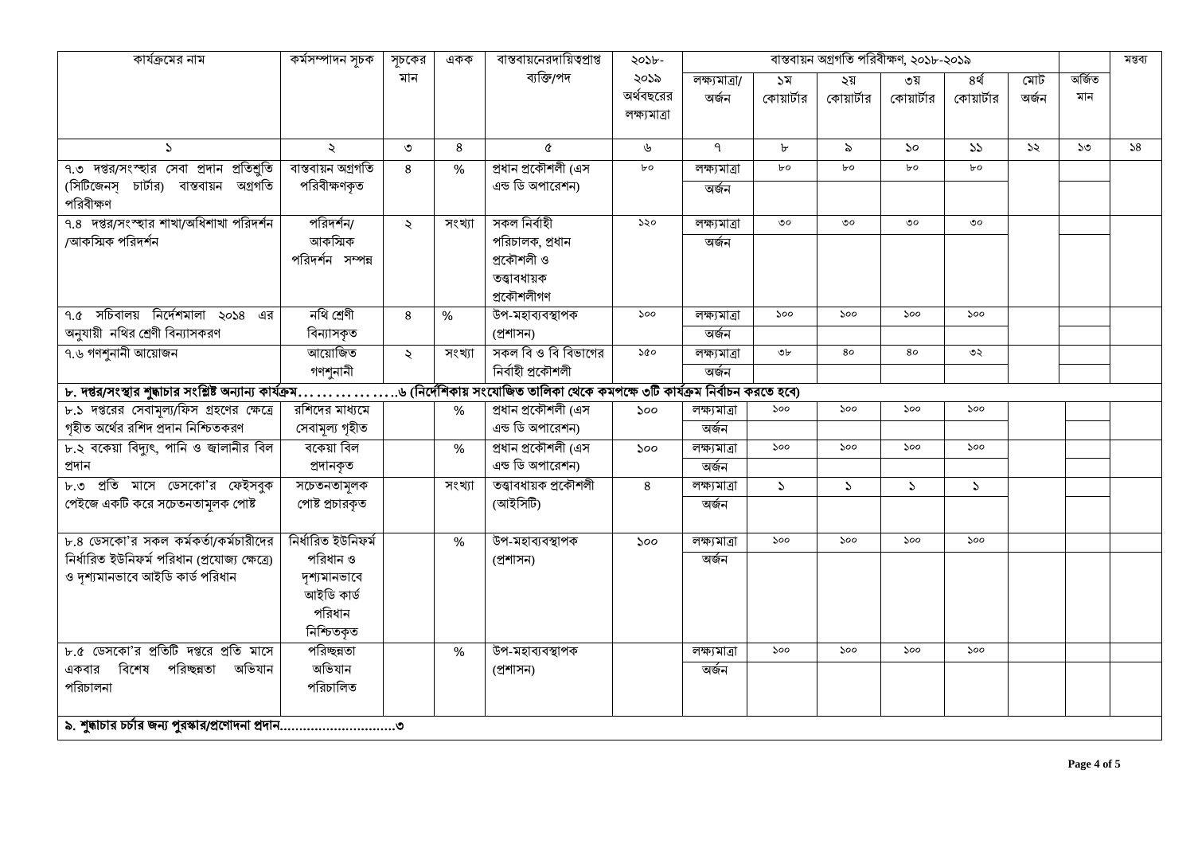| কার্যক্রমের নাম | কর্মসম্পাদন সূচক | সূচকের মান | একক | বাস্তবায়নেরদায়িত্বপ্রাপ্ত ব্যক্তি/পদ | ২০১৮-২০১৯ অর্থবছরের লক্ষ্যমাত্রা | বাস্তবায়ন অগ্রগতি পরিবীক্ষণ, ২০১৮-২০১৯ | | | | | | | মন্তব্য |
|---|---|---|---|---|---|---|---|---|---|---|---|---|---|
| | | | | | | লক্ষ্যমাত্রা/ অর্জন | ১ম কোয়ার্টার | ২য় কোয়ার্টার | ৩য় কোয়ার্টার | ৪র্থ কোয়ার্টার | মোট অর্জন | অর্জিত মান | |
| ১ | ২ | ৩ | ৪ | ৫ | ৬ | ৭ | ৮ | ৯ | ১০ | ১১ | ১২ | ১৩ | ১৪ |
| ৭.৩ দপ্তর/সংস্থার সেবা প্রদান প্রতিশ্রুতি (সিটিজেনস্ চার্টার) বাস্তবায়ন অগ্রগতি পরিবীক্ষণ | বাস্তবায়ন অগ্রগতি পরিবীক্ষণকৃত | ৪ | % | প্রধান প্রকৌশলী (এস এন্ড ডি অপারেশন) | ৮০ | লক্ষ্যমাত্রা | ৮০ | ৮০ | ৮০ | ৮০ | | | |
| | | | | | | অর্জন | | | | | | | |
| ৭.৪ দপ্তর/সংস্থার শাখা/অধিশাখা পরিদর্শন /আকস্মিক পরিদর্শন | পরিদর্শন/ আকস্মিক পরিদর্শন সম্পন্ন | ২ | সংখ্যা | সকল নির্বাহী পরিচালক, প্রধান প্রকৌশলী ও তত্ত্বাবধায়ক প্রকৌশলীগণ | ১২০ | লক্ষ্যমাত্রা | ৩০ | ৩০ | ৩০ | ৩০ | | | |
| | | | | | | অর্জন | | | | | | | |
| ৭.৫ সচিবালয় নির্দেশমালা ২০১৪ এর অনুযায়ী নথির শ্রেণী বিন্যাসকরণ | নথি শ্রেণী বিন্যাসকৃত | ৪ | % | উপ-মহাব্যবস্থাপক (প্রশাসন) | ১০০ | লক্ষ্যমাত্রা | ১০০ | ১০০ | ১০০ | ১০০ | | | |
| | | | | | | অর্জন | | | | | | | |
| ৭.৬ গণশুনানী আয়োজন | আয়োজিত গণশুনানী | ২ | সংখ্যা | সকল বি ও বি বিভাগের নির্বাহী প্রকৌশলী | ১৫০ | লক্ষ্যমাত্রা | ৩৮ | ৪০ | ৪০ | ৩২ | | | |
| | | | | | | অর্জন | | | | | | | |
| **৮. দপ্তর/সংস্থার শুদ্ধাচার সংশ্লিষ্ট অন্যান্য কার্যক্রম……………..৬ (নির্দেশিকায় সংযোজিত তালিকা থেকে কমপক্ষে ৩টি কার্যক্রম নির্বাচন করতে হবে)** | | | | | | | | | | | | | |
| ৮.১ দপ্তরের সেবামূল্য/ফিস গ্রহণের ক্ষেত্রে গৃহীত অর্থের রশিদ প্রদান নিশ্চিতকরণ | রশিদের মাধ্যমে সেবামূল্য গৃহীত | | % | প্রধান প্রকৌশলী (এস এন্ড ডি অপারেশন) | ১০০ | লক্ষ্যমাত্রা | ১০০ | ১০০ | ১০০ | ১০০ | | | |
| | | | | | | অর্জন | | | | | | | |
| ৮.২ বকেয়া বিদ্যুৎ, পানি ও জ্বালানীর বিল প্রদান | বকেয়া বিল প্রদানকৃত | | % | প্রধান প্রকৌশলী (এস এন্ড ডি অপারেশন) | ১০০ | লক্ষ্যমাত্রা | ১০০ | ১০০ | ১০০ | ১০০ | | | |
| | | | | | | অর্জন | | | | | | | |
| ৮.৩ প্রতি মাসে ডেসকো'র ফেইসবুক পেইজে একটি করে সচেতনতামূলক পোষ্ট | সচেতনতামূলক পোষ্ট প্রচারকৃত | | সংখ্যা | তত্ত্বাবধায়ক প্রকৌশলী (আইসিটি) | ৪ | লক্ষ্যমাত্রা | ১ | ১ | ১ | ১ | | | |
| | | | | | | অর্জন | | | | | | | |
| ৮.৪ ডেসকো'র সকল কর্মকর্তা/কর্মচারীদের নির্ধারিত ইউনিফর্ম পরিধান (প্রযোজ্য ক্ষেত্রে) ও দৃশ্যমানভাবে আইডি কার্ড পরিধান | নির্ধারিত ইউনিফর্ম পরিধান ও দৃশ্যমানভাবে আইডি কার্ড পরিধান নিশ্চিতকৃত | | % | উপ-মহাব্যবস্থাপক (প্রশাসন) | ১০০ | লক্ষ্যমাত্রা | ১০০ | ১০০ | ১০০ | ১০০ | | | |
| | | | | | | অর্জন | | | | | | | |
| ৮.৫ ডেসকো'র প্রতিটি দপ্তরে প্রতি মাসে একবার বিশেষ পরিচ্ছন্নতা অভিযান পরিচালনা | পরিচ্ছন্নতা অভিযান পরিচালিত | | % | উপ-মহাব্যবস্থাপক (প্রশাসন) | | লক্ষ্যমাত্রা | ১০০ | ১০০ | ১০০ | ১০০ | | | |
| | | | | | | অর্জন | | | | | | | |
| **৯. শুদ্ধাচার চর্চার জন্য পুরস্কার/প্রণোদনা প্রদান………………………..৩** | | | | | | | | | | | | | |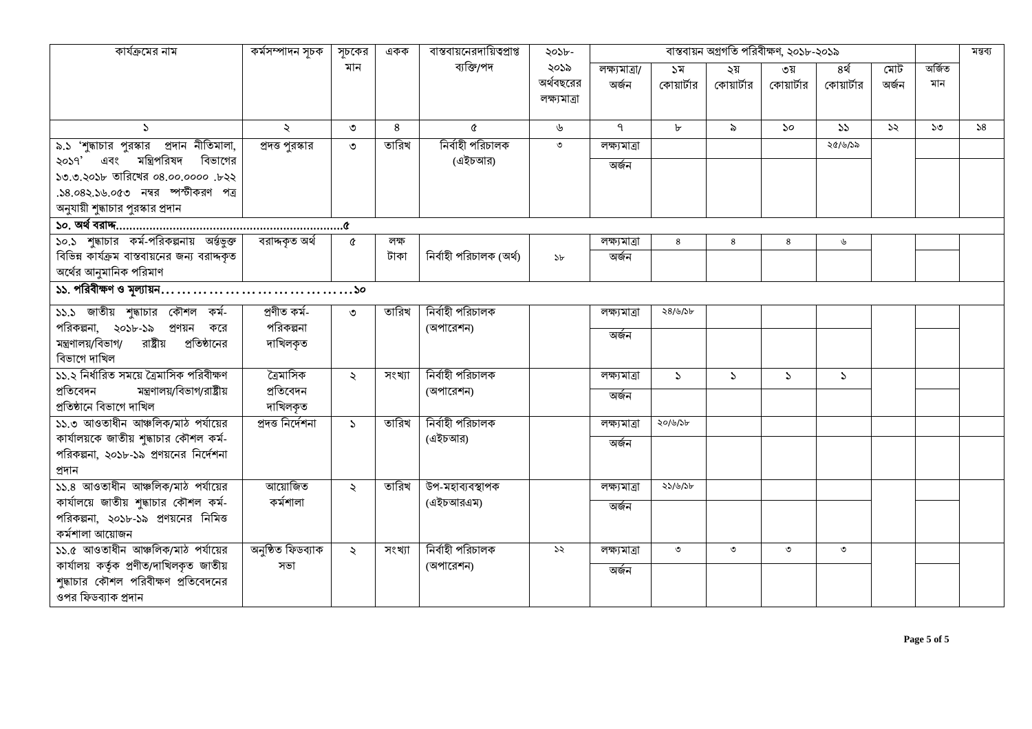| কার্যক্রমের নাম | কর্মসম্পাদন সূচক | সূচকের মান | একক | বাস্তবায়নেরদায়িত্বপ্রাপ্ত ব্যক্তি/পদ | ২০১৮-২০১৯ অর্থবছরের লক্ষ্যমাত্রা | বাস্তবায়ন অগ্রগতি পরিবীক্ষণ, ২০১৮-২০১৯ | | | | | | অর্জিত মান | মন্তব্য |
|---|---|---|---|---|---|---|---|---|---|---|---|---|---|
| | | | | | | লক্ষ্যমাত্রা/ অর্জন | ১ম কোয়ার্টার | ২য় কোয়ার্টার | ৩য় কোয়ার্টার | ৪র্থ কোয়ার্টার | মোট অর্জন | | |
| ১ | ২ | ৩ | ৪ | ৫ | ৬ | ৭ | ৮ | ৯ | ১০ | ১১ | ১২ | ১৩ | ১৪ |
| ৯.১ 'শুদ্ধাচার পুরস্কার প্রদান নীতিমালা, ২০১৭' এবং মন্ত্রিপরিষদ বিভাগের ১৩.৩.২০১৮ তারিখের ০৪.০০.০০০০ .৮২২ .১৪.০৪২.১৬.০৫৩ নম্বর স্পষ্টীকরণ পত্র অনুযায়ী শুদ্ধাচার পুরস্কার প্রদান | প্রদত্ত পুরস্কার | ৩ | তারিখ | নির্বাহী পরিচালক (এইচআর) | ৩ | লক্ষ্যমাত্রা | | | | ২৫/৬/১৯ | | | |
| | | | | | | অর্জন | | | | | | | |
| **১০. অর্থ বরাদ্দ.................................................................৫** | | | | | | | | | | | | | |
| ১০.১ শুদ্ধাচার কর্ম-পরিকল্পনায় অর্ন্তভুক্ত বিভিন্ন কার্যক্রম বাস্তবায়নের জন্য বরাদ্দকৃত অর্থের আনুমানিক পরিমাণ | বরাদ্দকৃত অর্থ | ৫ | লক্ষ টাকা | নির্বাহী পরিচালক (অর্থ) | ১৮ | লক্ষ্যমাত্রা | ৪ | ৪ | ৪ | ৬ | | | |
| | | | | | | অর্জন | | | | | | | |
| **১১. পরিবীক্ষণ ও মূল্যায়ন……………………………….১০** | | | | | | | | | | | | | |
| ১১.১ জাতীয় শুদ্ধাচার কৌশল কর্ম-পরিকল্পনা, ২০১৮-১৯ প্রণয়ন করে মন্ত্রণালয়/বিভাগ/ রাষ্ট্রীয় প্রতিষ্ঠানের বিভাগে দাখিল | প্রণীত কর্ম-পরিকল্পনা দাখিলকৃত | ৩ | তারিখ | নির্বাহী পরিচালক (অপারেশন) | | লক্ষ্যমাত্রা | ২৪/৬/১৮ | | | | | | |
| | | | | | | অর্জন | | | | | | | |
| ১১.২ নির্ধারিত সময়ে ত্রৈমাসিক পরিবীক্ষণ প্রতিবেদন মন্ত্রণালয়/বিভাগ/রাষ্ট্রীয় প্রতিষ্ঠানে বিভাগে দাখিল | ত্রৈমাসিক প্রতিবেদন দাখিলকৃত | ২ | সংখ্যা | নির্বাহী পরিচালক (অপারেশন) | | লক্ষ্যমাত্রা | ১ | ১ | ১ | ১ | | | |
| | | | | | | অর্জন | | | | | | | |
| ১১.৩ আওতাধীন আঞ্চলিক/মাঠ পর্যায়ের কার্যালয়কে জাতীয় শুদ্ধাচার কৌশল কর্ম-পরিকল্পনা, ২০১৮-১৯ প্রণয়নের নির্দেশনা প্রদান | প্রদত্ত নির্দেশনা | ১ | তারিখ | নির্বাহী পরিচালক (এইচআর) | | লক্ষ্যমাত্রা | ২০/৬/১৮ | | | | | | |
| | | | | | | অর্জন | | | | | | | |
| ১১.৪ আওতাধীন আঞ্চলিক/মাঠ পর্যায়ের কার্যালয়ে জাতীয় শুদ্ধাচার কৌশল কর্ম-পরিকল্পনা, ২০১৮-১৯ প্রণয়নের নিমিত্ত কর্মশালা আয়োজন | আয়োজিত কর্মশালা | ২ | তারিখ | উপ-মহাব্যবস্থাপক (এইচআরএম) | | লক্ষ্যমাত্রা | ২১/৬/১৮ | | | | | | |
| | | | | | | অর্জন | | | | | | | |
| ১১.৫ আওতাধীন আঞ্চলিক/মাঠ পর্যায়ের কার্যালয় কর্তৃক প্রণীত/দাখিলকৃত জাতীয় শুদ্ধাচার কৌশল পরিবীক্ষণ প্রতিবেদনের ওপর ফিডব্যাক প্রদান | অনুষ্ঠিত ফিডব্যাক সভা | ২ | সংখ্যা | নির্বাহী পরিচালক (অপারেশন) | ১২ | লক্ষ্যমাত্রা | ৩ | ৩ | ৩ | ৩ | | | |
| | | | | | | অর্জন | | | | | | | |